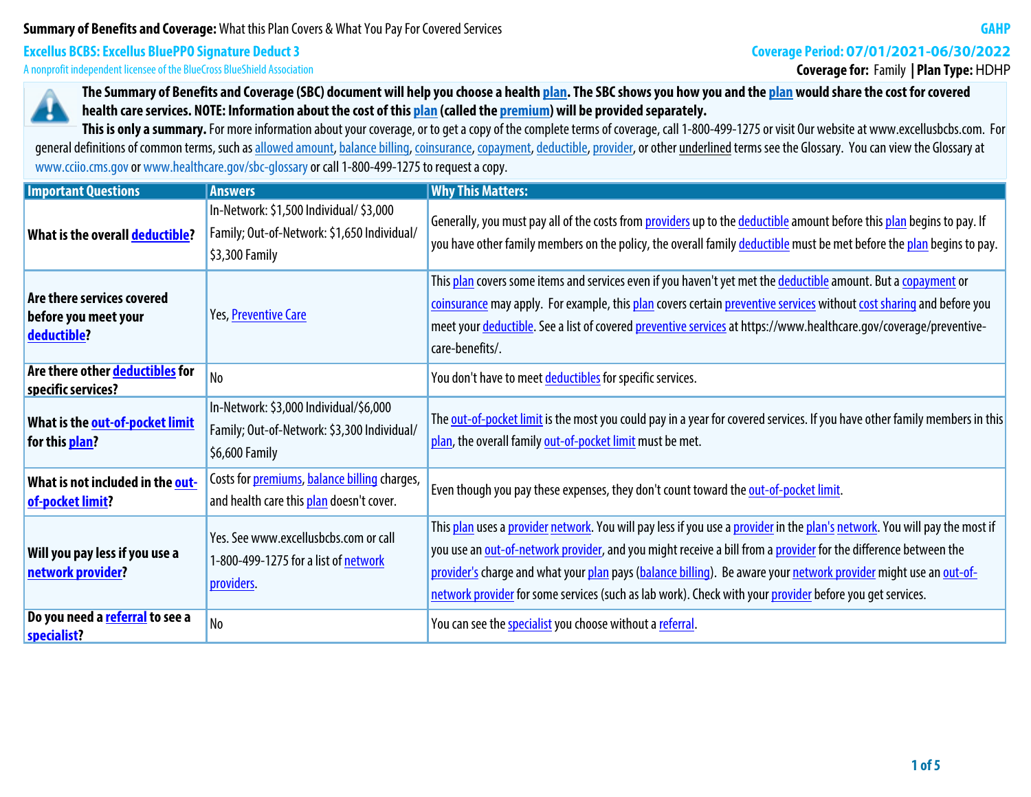**Summary of Benefits and Coverage:** What this Plan Covers & What You Pay For Covered Services

GAHP

**Excellus BCBS: Excellus BluePPO Signature Deduct 3**

A nonprofit independent licensee of the BlueCross BlueShield Association

**Coverage Period: 07/01/2021-06/30/2022**

**Coverage for:** Family **| Plan Type:** HDHP

**The Summary of Benefits and Coverage (SBC) document will help you choose a health plan. The SBC shows you how you and the plan would share the cost for covered health care services. NOTE: Information about the cost of this plan (called the premium) will be provided separately.**

**This is only a summary.** For more information about your coverage, or to get a copy of the complete terms of coverage, call 1-800-499-1275 or visit Our website at www.excellusbcbs.com. For general definitions of common terms, such as allowed amount, balance billing, coinsurance, copayment, deductible, provider, or other underlined terms see the Glossary. You can view the Glossary at www.cciio.cms.gov or www.healthcare.gov/sbc-glossary or call 1-800-499-1275 to request a copy.

| Important Questions | Answers | Why This Matters: |
|---|---|---|
| **What is the overall deductible?** | In-Network: $1,500 Individual/ $3,000 Family; Out-of-Network: $1,650 Individual/ $3,300 Family | Generally, you must pay all of the costs from providers up to the deductible amount before this plan begins to pay. If you have other family members on the policy, the overall family deductible must be met before the plan begins to pay. |
| **Are there services covered before you meet your deductible?** | Yes, Preventive Care | This plan covers some items and services even if you haven't yet met the deductible amount. But a copayment or coinsurance may apply. For example, this plan covers certain preventive services without cost sharing and before you meet your deductible. See a list of covered preventive services at https://www.healthcare.gov/coverage/preventive-care-benefits/. |
| **Are there other deductibles for specific services?** | No | You don't have to meet deductibles for specific services. |
| **What is the out-of-pocket limit for this plan?** | In-Network: $3,000 Individual/$6,000 Family; Out-of-Network: $3,300 Individual/ $6,600 Family | The out-of-pocket limit is the most you could pay in a year for covered services. If you have other family members in this plan, the overall family out-of-pocket limit must be met. |
| **What is not included in the out-of-pocket limit?** | Costs for premiums, balance billing charges, and health care this plan doesn't cover. | Even though you pay these expenses, they don't count toward the out-of-pocket limit. |
| **Will you pay less if you use a network provider?** | Yes. See www.excellusbcbs.com or call 1-800-499-1275 for a list of network providers. | This plan uses a provider network. You will pay less if you use a provider in the plan's network. You will pay the most if you use an out-of-network provider, and you might receive a bill from a provider for the difference between the provider's charge and what your plan pays (balance billing). Be aware your network provider might use an out-of-network provider for some services (such as lab work). Check with your provider before you get services. |
| **Do you need a referral to see a specialist?** | No | You can see the specialist you choose without a referral. |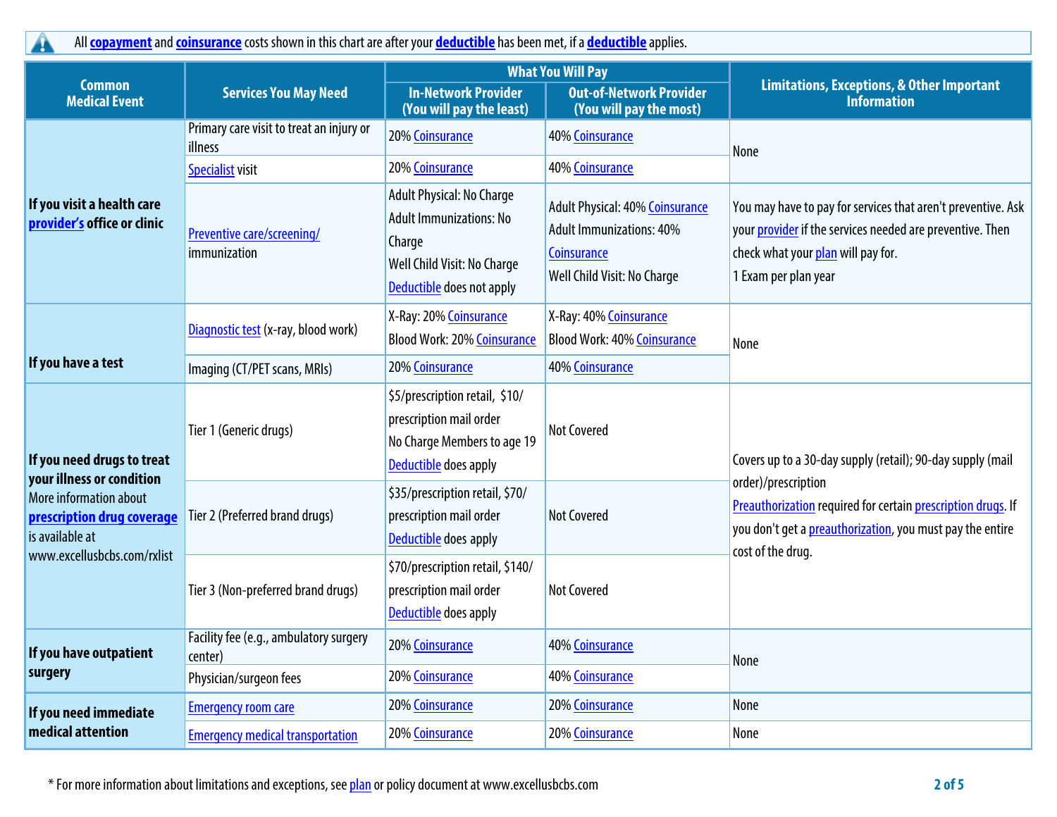All **copayment** and **coinsurance** costs shown in this chart are after your **deductible** has been met, if a **deductible** applies.

| Common Medical Event | Services You May Need | What You Will Pay | | Limitations, Exceptions, & Other Important Information |
|---|---|---|---|---|
| | | In-Network Provider (You will pay the least) | Out-of-Network Provider (You will pay the most) | |
| **If you visit a health care provider's office or clinic** | Primary care visit to treat an injury or illness | 20% Coinsurance | 40% Coinsurance | None |
| | Specialist visit | 20% Coinsurance | 40% Coinsurance | |
| | Preventive care/screening/ immunization | Adult Physical: No Charge<br>Adult Immunizations: No Charge<br>Well Child Visit: No Charge<br>Deductible does not apply | Adult Physical: 40% Coinsurance<br>Adult Immunizations: 40% Coinsurance<br>Well Child Visit: No Charge | You may have to pay for services that aren't preventive. Ask your provider if the services needed are preventive. Then check what your plan will pay for.<br>1 Exam per plan year |
| **If you have a test** | Diagnostic test (x-ray, blood work) | X-Ray: 20% Coinsurance<br>Blood Work: 20% Coinsurance | X-Ray: 40% Coinsurance<br>Blood Work: 40% Coinsurance | None |
| | Imaging (CT/PET scans, MRIs) | 20% Coinsurance | 40% Coinsurance | |
| **If you need drugs to treat your illness or condition**<br>More information about **prescription drug coverage** is available at www.excellusbcbs.com/rxlist | Tier 1 (Generic drugs) | $5/prescription retail, $10/ prescription mail order<br>No Charge Members to age 19<br>Deductible does apply | Not Covered | Covers up to a 30-day supply (retail); 90-day supply (mail order)/prescription<br>Preauthorization required for certain prescription drugs. If you don't get a preauthorization, you must pay the entire cost of the drug. |
| | Tier 2 (Preferred brand drugs) | $35/prescription retail, $70/ prescription mail order<br>Deductible does apply | Not Covered | |
| | Tier 3 (Non-preferred brand drugs) | $70/prescription retail, $140/ prescription mail order<br>Deductible does apply | Not Covered | |
| **If you have outpatient surgery** | Facility fee (e.g., ambulatory surgery center) | 20% Coinsurance | 40% Coinsurance | None |
| | Physician/surgeon fees | 20% Coinsurance | 40% Coinsurance | |
| **If you need immediate medical attention** | Emergency room care | 20% Coinsurance | 20% Coinsurance | None |
| | Emergency medical transportation | 20% Coinsurance | 20% Coinsurance | None |

* For more information about limitations and exceptions, see plan or policy document at www.excellusbcbs.com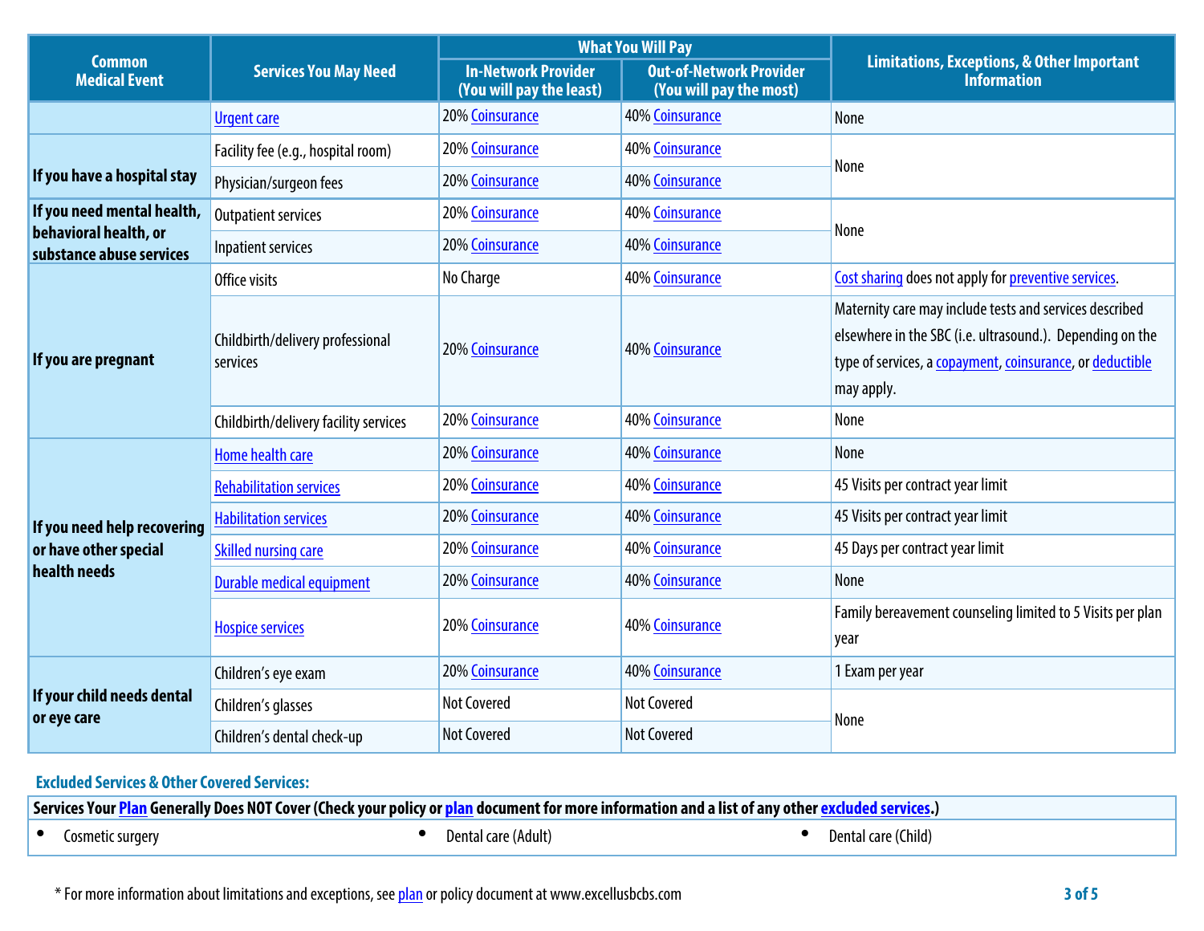| Common Medical Event | Services You May Need | What You Will Pay | | Limitations, Exceptions, & Other Important Information |
|---|---|---|---|---|
| | | In-Network Provider (You will pay the least) | Out-of-Network Provider (You will pay the most) | |
| | Urgent care | 20% Coinsurance | 40% Coinsurance | None |
| If you have a hospital stay | Facility fee (e.g., hospital room) | 20% Coinsurance | 40% Coinsurance | None |
| | Physician/surgeon fees | 20% Coinsurance | 40% Coinsurance | |
| If you need mental health, behavioral health, or substance abuse services | Outpatient services | 20% Coinsurance | 40% Coinsurance | None |
| | Inpatient services | 20% Coinsurance | 40% Coinsurance | |
| If you are pregnant | Office visits | No Charge | 40% Coinsurance | Cost sharing does not apply for preventive services. |
| | Childbirth/delivery professional services | 20% Coinsurance | 40% Coinsurance | Maternity care may include tests and services described elsewhere in the SBC (i.e. ultrasound.). Depending on the type of services, a copayment, coinsurance, or deductible may apply. |
| | Childbirth/delivery facility services | 20% Coinsurance | 40% Coinsurance | None |
| If you need help recovering or have other special health needs | Home health care | 20% Coinsurance | 40% Coinsurance | None |
| | Rehabilitation services | 20% Coinsurance | 40% Coinsurance | 45 Visits per contract year limit |
| | Habilitation services | 20% Coinsurance | 40% Coinsurance | 45 Visits per contract year limit |
| | Skilled nursing care | 20% Coinsurance | 40% Coinsurance | 45 Days per contract year limit |
| | Durable medical equipment | 20% Coinsurance | 40% Coinsurance | None |
| | Hospice services | 20% Coinsurance | 40% Coinsurance | Family bereavement counseling limited to 5 Visits per plan year |
| If your child needs dental or eye care | Children's eye exam | 20% Coinsurance | 40% Coinsurance | 1 Exam per year |
| | Children's glasses | Not Covered | Not Covered | None |
| | Children's dental check-up | Not Covered | Not Covered | |

## Excluded Services & Other Covered Services:

| Services Your Plan Generally Does NOT Cover (Check your policy or plan document for more information and a list of any other excluded services.) | | |
|---|---|---|
| • Cosmetic surgery | • Dental care (Adult) | • Dental care (Child) |

* For more information about limitations and exceptions, see plan or policy document at www.excellusbcbs.com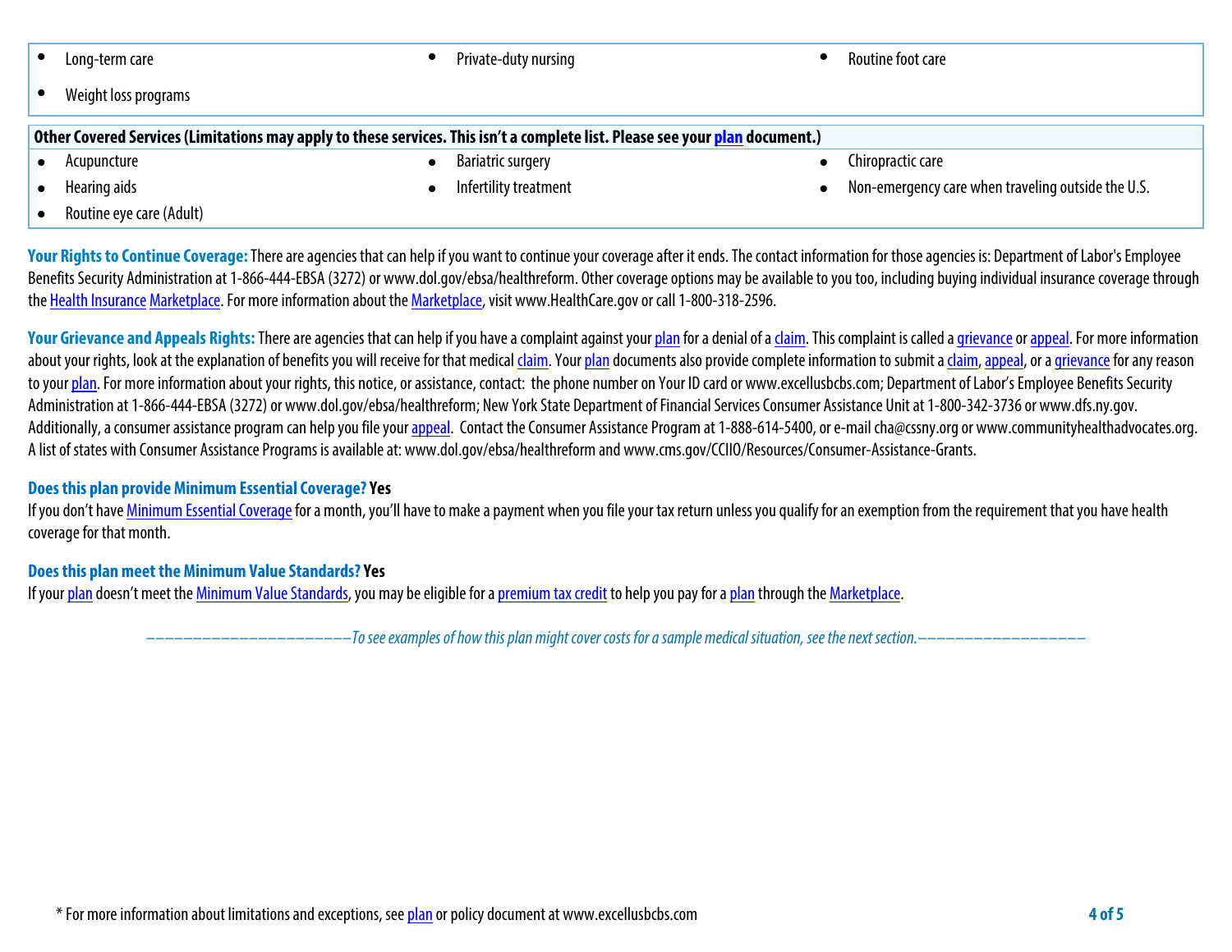- Long-term care
- Private-duty nursing
- Routine foot care
- Weight loss programs

**Other Covered Services (Limitations may apply to these services. This isn't a complete list. Please see your plan document.)**

- Acupuncture
- Bariatric surgery
- Chiropractic care
- Hearing aids
- Infertility treatment
- Non-emergency care when traveling outside the U.S.
- Routine eye care (Adult)

**Your Rights to Continue Coverage:** There are agencies that can help if you want to continue your coverage after it ends. The contact information for those agencies is: Department of Labor's Employee Benefits Security Administration at 1-866-444-EBSA (3272) or www.dol.gov/ebsa/healthreform. Other coverage options may be available to you too, including buying individual insurance coverage through the Health Insurance Marketplace. For more information about the Marketplace, visit www.HealthCare.gov or call 1-800-318-2596.

**Your Grievance and Appeals Rights:** There are agencies that can help if you have a complaint against your plan for a denial of a claim. This complaint is called a grievance or appeal. For more information about your rights, look at the explanation of benefits you will receive for that medical claim. Your plan documents also provide complete information to submit a claim, appeal, or a grievance for any reason to your plan. For more information about your rights, this notice, or assistance, contact: the phone number on Your ID card or www.excellusbcbs.com; Department of Labor's Employee Benefits Security Administration at 1-866-444-EBSA (3272) or www.dol.gov/ebsa/healthreform; New York State Department of Financial Services Consumer Assistance Unit at 1-800-342-3736 or www.dfs.ny.gov. Additionally, a consumer assistance program can help you file your appeal. Contact the Consumer Assistance Program at 1-888-614-5400, or e-mail cha@cssny.org or www.communityhealthadvocates.org. A list of states with Consumer Assistance Programs is available at: www.dol.gov/ebsa/healthreform and www.cms.gov/CCIIO/Resources/Consumer-Assistance-Grants.

**Does this plan provide Minimum Essential Coverage? Yes**

If you don't have Minimum Essential Coverage for a month, you'll have to make a payment when you file your tax return unless you qualify for an exemption from the requirement that you have health coverage for that month.

**Does this plan meet the Minimum Value Standards? Yes**

If your plan doesn't meet the Minimum Value Standards, you may be eligible for a premium tax credit to help you pay for a plan through the Marketplace.

*——————————————————To see examples of how this plan might cover costs for a sample medical situation, see the next section.——————————————————*

\* For more information about limitations and exceptions, see plan or policy document at www.excellusbcbs.com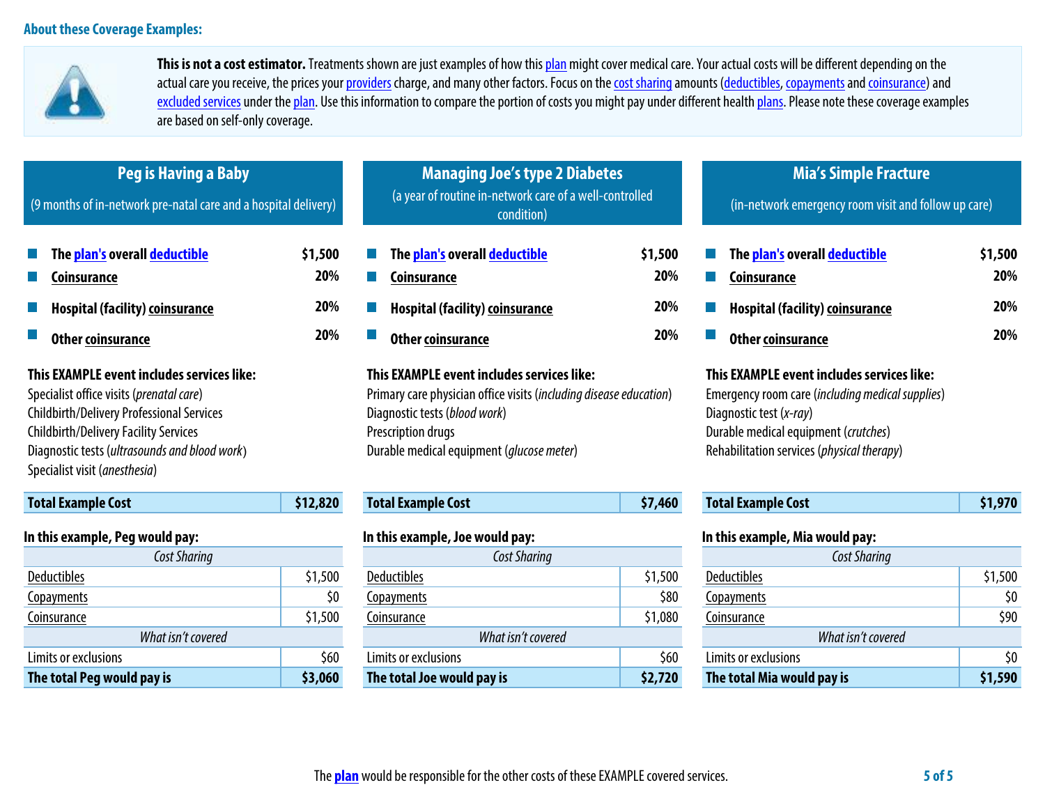### About these Coverage Examples:

**This is not a cost estimator.** Treatments shown are just examples of how this plan might cover medical care. Your actual costs will be different depending on the actual care you receive, the prices your providers charge, and many other factors. Focus on the cost sharing amounts (deductibles, copayments and coinsurance) and excluded services under the plan. Use this information to compare the portion of costs you might pay under different health plans. Please note these coverage examples are based on self-only coverage.

## Peg is Having a Baby

(9 months of in-network pre-natal care and a hospital delivery)

- **The plan's overall deductible** **$1,500**
- **Coinsurance** **20%**
- **Hospital (facility) coinsurance** **20%**
- **Other coinsurance** **20%**

**This EXAMPLE event includes services like:**
Specialist office visits (*prenatal care*)
Childbirth/Delivery Professional Services
Childbirth/Delivery Facility Services
Diagnostic tests (*ultrasounds and blood work*)
Specialist visit (*anesthesia*)

| **Total Example Cost** | **$12,820** |
|---|---|

**In this example, Peg would pay:**

| *Cost Sharing* | |
|---|---|
| Deductibles | $1,500 |
| Copayments | $0 |
| Coinsurance | $1,500 |
| *What isn't covered* | |
| Limits or exclusions | $60 |
| **The total Peg would pay is** | **$3,060** |

## Managing Joe's type 2 Diabetes

(a year of routine in-network care of a well-controlled condition)

- **The plan's overall deductible** **$1,500**
- **Coinsurance** **20%**
- **Hospital (facility) coinsurance** **20%**
- **Other coinsurance** **20%**

**This EXAMPLE event includes services like:**
Primary care physician office visits (*including disease education*)
Diagnostic tests (*blood work*)
Prescription drugs
Durable medical equipment (*glucose meter*)

| **Total Example Cost** | **$7,460** |
|---|---|

**In this example, Joe would pay:**

| *Cost Sharing* | |
|---|---|
| Deductibles | $1,500 |
| Copayments | $80 |
| Coinsurance | $1,080 |
| *What isn't covered* | |
| Limits or exclusions | $60 |
| **The total Joe would pay is** | **$2,720** |

## Mia's Simple Fracture

(in-network emergency room visit and follow up care)

- **The plan's overall deductible** **$1,500**
- **Coinsurance** **20%**
- **Hospital (facility) coinsurance** **20%**
- **Other coinsurance** **20%**

**This EXAMPLE event includes services like:**
Emergency room care (*including medical supplies*)
Diagnostic test (*x-ray*)
Durable medical equipment (*crutches*)
Rehabilitation services (*physical therapy*)

| **Total Example Cost** | **$1,970** |
|---|---|

**In this example, Mia would pay:**

| *Cost Sharing* | |
|---|---|
| Deductibles | $1,500 |
| Copayments | $0 |
| Coinsurance | $90 |
| *What isn't covered* | |
| Limits or exclusions | $0 |
| **The total Mia would pay is** | **$1,590** |

The **plan** would be responsible for the other costs of these EXAMPLE covered services.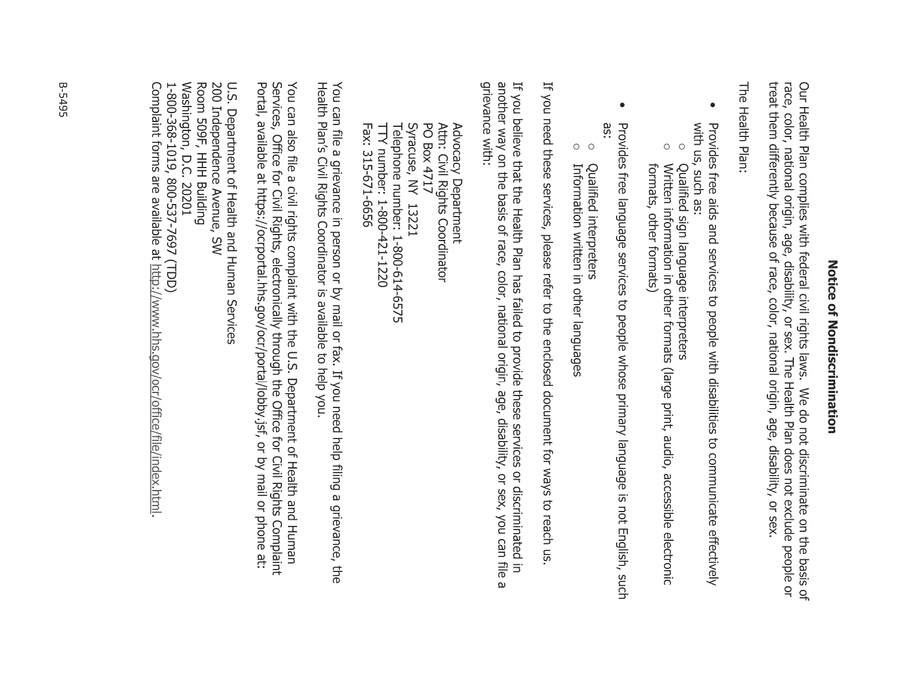# Notice of Nondiscrimination

Our Health Plan complies with federal civil rights laws. We do not discriminate on the basis of race, color, national origin, age, disability, or sex. The Health Plan does not exclude people or treat them differently because of race, color, national origin, age, disability, or sex.

The Health Plan:

- Provides free aids and services to people with disabilities to communicate effectively with us, such as:
  - Qualified sign language interpreters
  - Written information in other formats (large print, audio, accessible electronic formats, other formats)
- Provides free language services to people whose primary language is not English, such as:
  - Qualified interpreters
  - Information written in other languages

If you need these services, please refer to the enclosed document for ways to reach us.

If you believe that the Health Plan has failed to provide these services or discriminated in another way on the basis of race, color, national origin, age, disability, or sex, you can file a grievance with:

Advocacy Department
Attn: Civil Rights Coordinator
PO Box 4717
Syracuse, NY 13221
Telephone number: 1-800-614-6575
TTY number: 1-800-421-1220
Fax: 315-671-6656

You can file a grievance in person or by mail or fax. If you need help filing a grievance, the Health Plan's Civil Rights Coordinator is available to help you.

You can also file a civil rights complaint with the U.S. Department of Health and Human Services, Office for Civil Rights, electronically through the Office for Civil Rights Complaint Portal, available at https://ocrportal.hhs.gov/ocr/portal/lobby.jsf, or by mail or phone at:

U.S. Department of Health and Human Services
200 Independence Avenue, SW
Room 509F, HHH Building
Washington, D.C. 20201
1-800-368-1019, 800-537-7697 (TDD)
Complaint forms are available at http://www.hhs.gov/ocr/office/file/index.html.

B-5495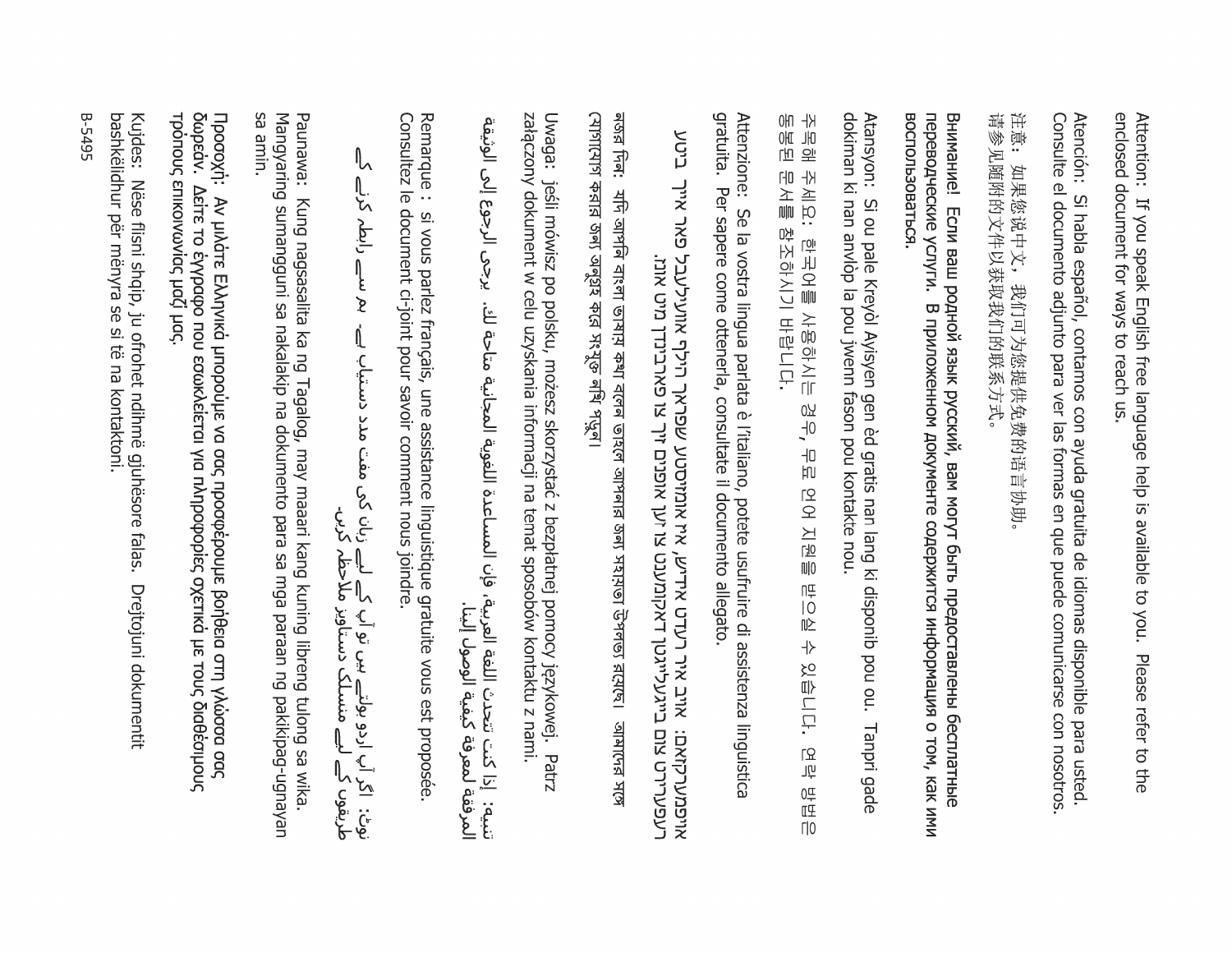Attention: If you speak English free language help is available to you. Please refer to the enclosed document for ways to reach us.

Atención: Si habla español, contamos con ayuda gratuita de idiomas disponible para usted. Consulte el documento adjunto para ver las formas en que puede comunicarse con nosotros.

注意：如果您说中文，我们可为您提供免费的语言协助。请参见随附的文件以获取我们的联系方式。

**Внимание! Если ваш родной язык русский, вам могут быть предоставлены бесплатные переводческие услуги. В приложенном документе содержится информация о том, как ими воспользоваться.**

Atansyon: Si ou pale Kreyòl Ayisyen gen èd gratis nan lang ki disponib pou ou. Tanpri gade dokiman ki nan anvlòp la pou jwenn fason pou kontakte nou.

주목해 주세요: 한국어를 사용하시는 경우, 무료 언어 지원을 받으실 수 있습니다. 연락 방법은 동봉된 문서를 참조하시기 바랍니다.

Attenzione: Se la vostra lingua parlata è l'italiano, potete usufruire di assistenza linguistica gratuita. Per sapere come ottenerla, consultate il documento allegato.

אויפמערקזאם: אויב איר רעדט אידיש, איז שפראך הילף אוועילעבל פאר אייך בחינם. ביטע רעפערירט צום בייגעלייגטן דאקומענט צו זען אופנים ווי אזוי צו פארבינדן מיט אונז.

লক্ষ করুন: যদি আপনি বাংলা ভাষায় কথা বলেন তাহলে আপনার জন্য বিনামূল্যে ভাষা সহায়তা উপলব্ধ রয়েছে। আমাদের সঙ্গে যোগাযোগের উপায় জানতে অনুগ্রহ করে সংযুক্ত নথিটি দেখুন।

Uwaga: jeśli mówisz po polsku, możesz skorzystać z bezpłatnej pomocy językowej. Patrz załączony dokument w celu uzyskania informacji na temat sposobów kontaktu z nami.

تنبيه: إذا كنت تتحدث اللغة العربية، فإن المساعدة اللغوية المجانية متاحة لك. يرجى الرجوع إلى الوثيقة المرفقة لمعرفة كيفية الوصول إلينا.

نوٹ: اگر آپ اردو بولتے ہیں تو آپ کے لیے زبان کی مفت مدد دستیاب ہے۔ ہم سے رابطہ کرنے کے طریقوں کے لیے منسلک دستاویز ملاحظہ کریں۔

Remarque : si vous parlez français, une assistance linguistique gratuite vous est proposée. Consultez le document ci-joint pour savoir comment nous joindre.

Paunawa: Kung nagsasalita ka ng Tagalog, may maaari kang kuning libreng tulong sa wika. Mangyaring sumangguni sa nakalakip na dokumento para sa mga paraan ng pakikipag-ugnayan sa amin.

**Προσοχή: Αν μιλάτε Ελληνικά μπορούμε να σας προσφέρουμε βοήθεια στη γλώσσα σας δωρεάν. Δείτε το έγγραφο που εσωκλείεται για πληροφορίες σχετικά με τους διαθέσιμους τρόπους επικοινωνίας μαζί μας.**

Kujdes: Nëse flisni shqip, ju ofrohet ndihmë gjuhësore falas. Drejtojuni dokumentit bashkëlidhur për mënyra se si të na kontaktoni.

B-5495